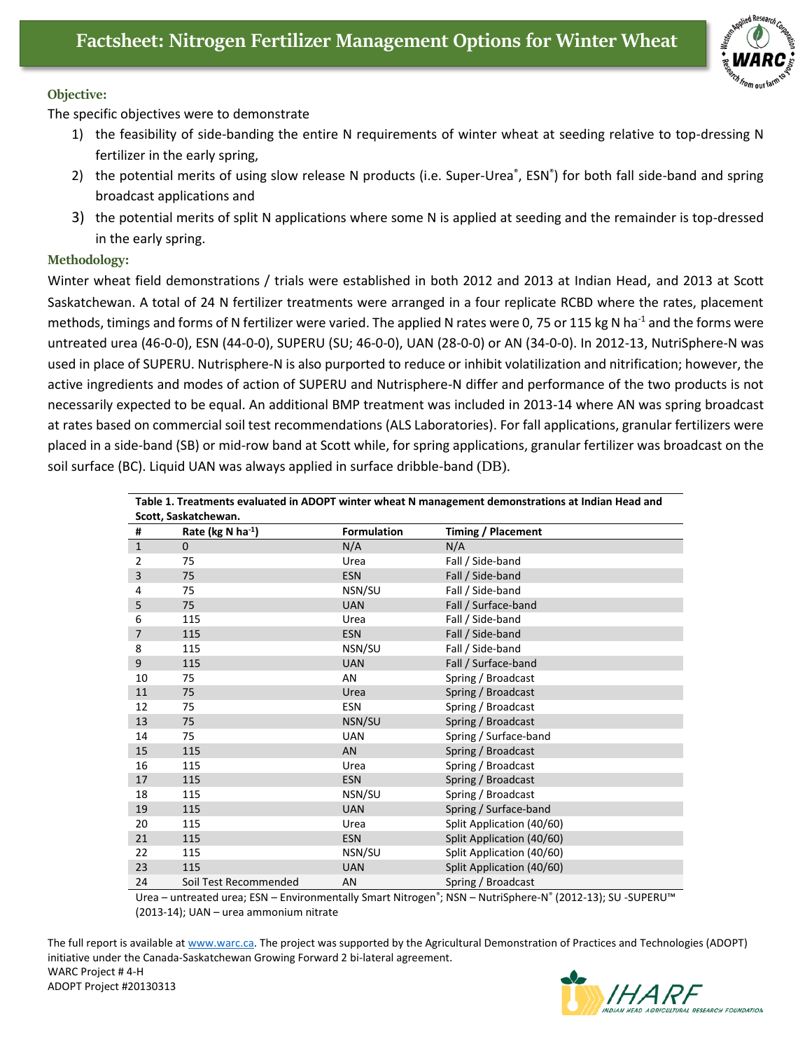# Factsheet: Nitrogen Fertilizer Management Options for Winter Wheat

## Objective:

The specific objectives were to demonstrate

1) the feasibility of side-banding the entire N requirements of winter wheat at seeding relative to top-dressing N fertilizer in the early spring,
2) the potential merits of using slow release N products (i.e. Super-Urea®, ESN®) for both fall side-band and spring broadcast applications and
3) the potential merits of split N applications where some N is applied at seeding and the remainder is top-dressed in the early spring.

## Methodology:

Winter wheat field demonstrations / trials were established in both 2012 and 2013 at Indian Head, and 2013 at Scott Saskatchewan. A total of 24 N fertilizer treatments were arranged in a four replicate RCBD where the rates, placement methods, timings and forms of N fertilizer were varied. The applied N rates were 0, 75 or 115 kg N $ha^{-1}$ and the forms were untreated urea (46-0-0), ESN (44-0-0), SUPERU (SU; 46-0-0), UAN (28-0-0) or AN (34-0-0). In 2012-13, NutriSphere-N was used in place of SUPERU. Nutrisphere-N is also purported to reduce or inhibit volatilization and nitrification; however, the active ingredients and modes of action of SUPERU and Nutrisphere-N differ and performance of the two products is not necessarily expected to be equal. An additional BMP treatment was included in 2013-14 where AN was spring broadcast at rates based on commercial soil test recommendations (ALS Laboratories). For fall applications, granular fertilizers were placed in a side-band (SB) or mid-row band at Scott while, for spring applications, granular fertilizer was broadcast on the soil surface (BC). Liquid UAN was always applied in surface dribble-band (DB).

**Table 1. Treatments evaluated in ADOPT winter wheat N management demonstrations at Indian Head and Scott, Saskatchewan.**

| # | Rate (kg N $ha^{-1}$) | Formulation | Timing / Placement |
|---|---|---|---|
| 1 | 0 | N/A | N/A |
| 2 | 75 | Urea | Fall / Side-band |
| 3 | 75 | ESN | Fall / Side-band |
| 4 | 75 | NSN/SU | Fall / Side-band |
| 5 | 75 | UAN | Fall / Surface-band |
| 6 | 115 | Urea | Fall / Side-band |
| 7 | 115 | ESN | Fall / Side-band |
| 8 | 115 | NSN/SU | Fall / Side-band |
| 9 | 115 | UAN | Fall / Surface-band |
| 10 | 75 | AN | Spring / Broadcast |
| 11 | 75 | Urea | Spring / Broadcast |
| 12 | 75 | ESN | Spring / Broadcast |
| 13 | 75 | NSN/SU | Spring / Broadcast |
| 14 | 75 | UAN | Spring / Surface-band |
| 15 | 115 | AN | Spring / Broadcast |
| 16 | 115 | Urea | Spring / Broadcast |
| 17 | 115 | ESN | Spring / Broadcast |
| 18 | 115 | NSN/SU | Spring / Broadcast |
| 19 | 115 | UAN | Spring / Surface-band |
| 20 | 115 | Urea | Split Application (40/60) |
| 21 | 115 | ESN | Split Application (40/60) |
| 22 | 115 | NSN/SU | Split Application (40/60) |
| 23 | 115 | UAN | Split Application (40/60) |
| 24 | Soil Test Recommended | AN | Spring / Broadcast |

Urea – untreated urea; ESN – Environmentally Smart Nitrogen®; NSN – NutriSphere-N® (2012-13); SU -SUPERU™ (2013-14); UAN – urea ammonium nitrate

The full report is available at www.warc.ca. The project was supported by the Agricultural Demonstration of Practices and Technologies (ADOPT) initiative under the Canada-Saskatchewan Growing Forward 2 bi-lateral agreement.
WARC Project # 4-H
ADOPT Project #20130313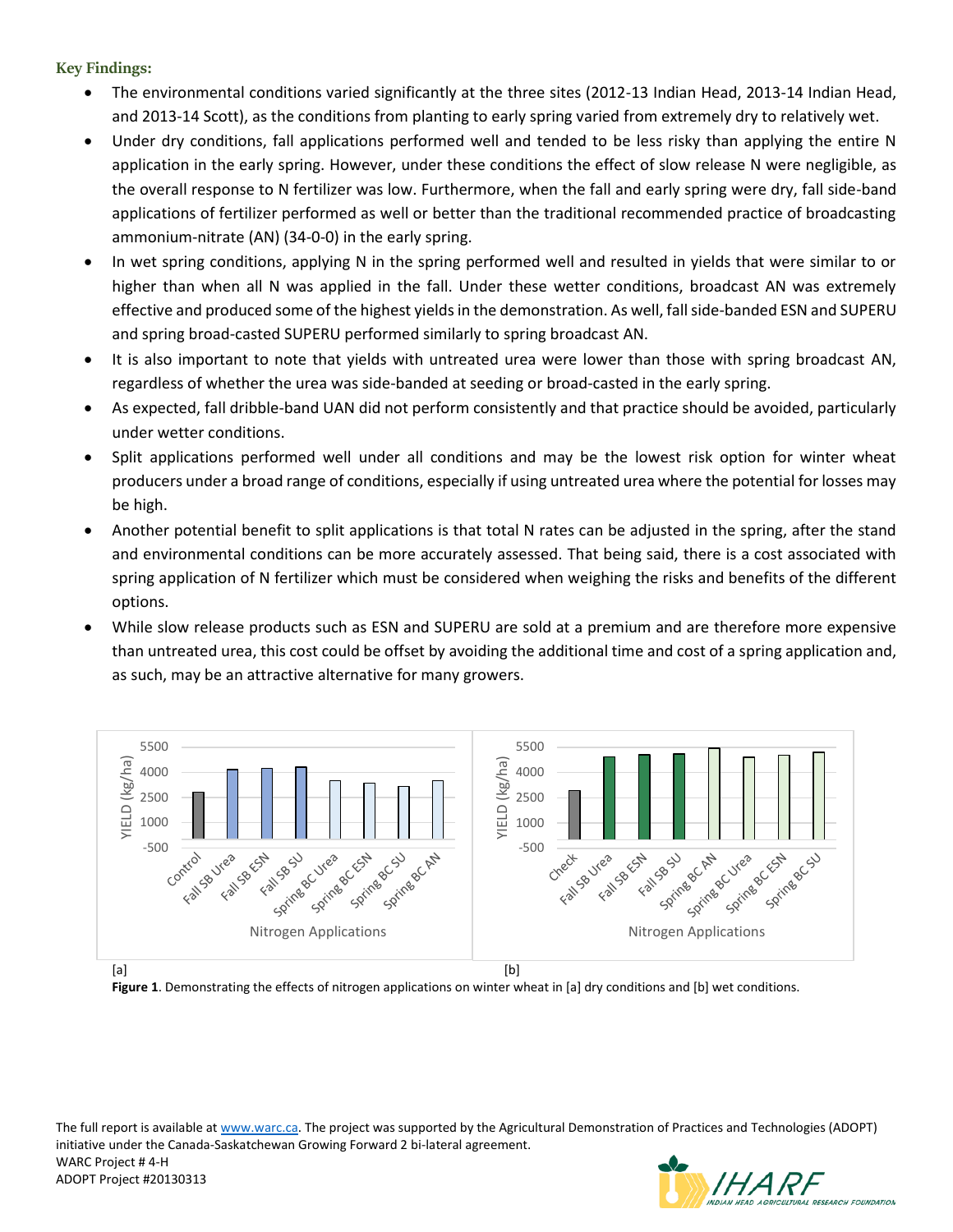**Key Findings:**

- The environmental conditions varied significantly at the three sites (2012-13 Indian Head, 2013-14 Indian Head, and 2013-14 Scott), as the conditions from planting to early spring varied from extremely dry to relatively wet.
- Under dry conditions, fall applications performed well and tended to be less risky than applying the entire N application in the early spring. However, under these conditions the effect of slow release N were negligible, as the overall response to N fertilizer was low. Furthermore, when the fall and early spring were dry, fall side-band applications of fertilizer performed as well or better than the traditional recommended practice of broadcasting ammonium-nitrate (AN) (34-0-0) in the early spring.
- In wet spring conditions, applying N in the spring performed well and resulted in yields that were similar to or higher than when all N was applied in the fall. Under these wetter conditions, broadcast AN was extremely effective and produced some of the highest yields in the demonstration. As well, fall side-banded ESN and SUPERU and spring broad-casted SUPERU performed similarly to spring broadcast AN.
- It is also important to note that yields with untreated urea were lower than those with spring broadcast AN, regardless of whether the urea was side-banded at seeding or broad-casted in the early spring.
- As expected, fall dribble-band UAN did not perform consistently and that practice should be avoided, particularly under wetter conditions.
- Split applications performed well under all conditions and may be the lowest risk option for winter wheat producers under a broad range of conditions, especially if using untreated urea where the potential for losses may be high.
- Another potential benefit to split applications is that total N rates can be adjusted in the spring, after the stand and environmental conditions can be more accurately assessed. That being said, there is a cost associated with spring application of N fertilizer which must be considered when weighing the risks and benefits of the different options.
- While slow release products such as ESN and SUPERU are sold at a premium and are therefore more expensive than untreated urea, this cost could be offset by avoiding the additional time and cost of a spring application and, as such, may be an attractive alternative for many growers.

YIELD (kg/ha)
5500
4000
2500
1000
-500
Control
Fall SB Urea
Fall SB ESN
Fall SB SU
Spring BC Urea
Spring BC ESN
Spring BC SU
Spring BC AN
Nitrogen Applications

[a]

YIELD (kg/ha)
5500
4000
2500
1000
-500
Check
Fall SB Urea
Fall SB ESN
Fall SB SU
Spring BC AN
Spring BC Urea
Spring BC ESN
Spring BC SU
Nitrogen Applications

[b]

**Figure 1**. Demonstrating the effects of nitrogen applications on winter wheat in [a] dry conditions and [b] wet conditions.

The full report is available at www.warc.ca. The project was supported by the Agricultural Demonstration of Practices and Technologies (ADOPT) initiative under the Canada-Saskatchewan Growing Forward 2 bi-lateral agreement.
WARC Project # 4-H
ADOPT Project #20130313